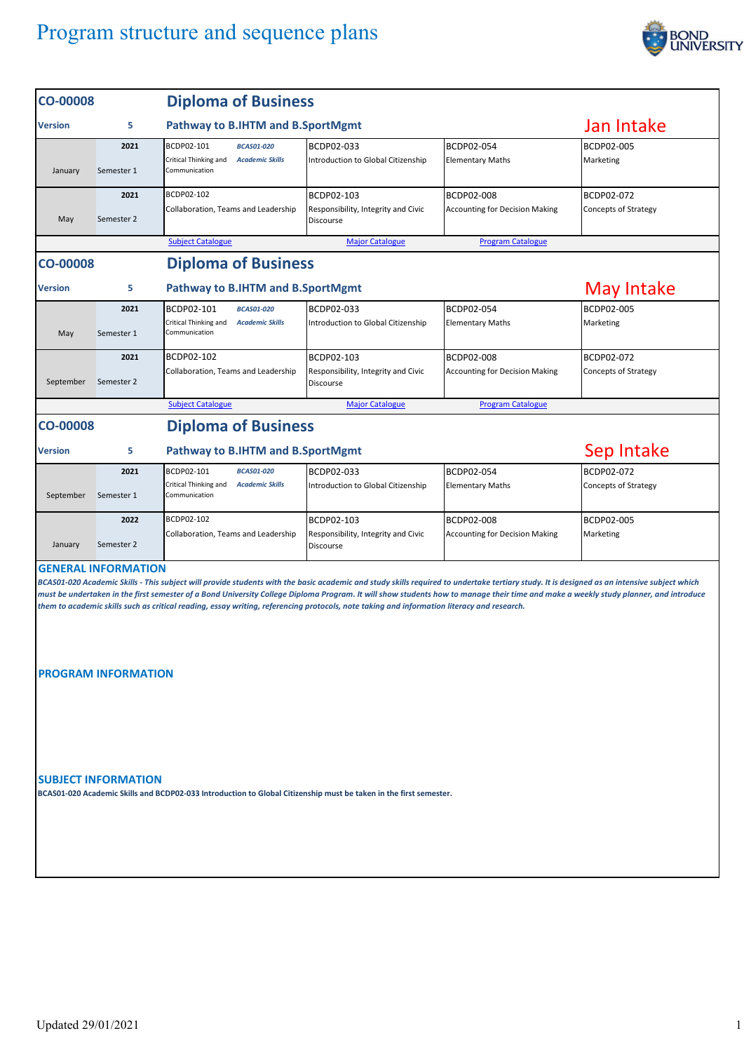# Program structure and sequence plans

## CO-00008 Diploma of Business

**Version** 5 — **Pathway to B.IHTM and B.SportMgmt** — **Jan Intake**

| | | | | | |
|---|---|---|---|---|---|
| January | 2021 Semester 1 | BCDP02-101 Critical Thinking and Communication / *BCAS01-020 Academic Skills* | BCDP02-033 Introduction to Global Citizenship | BCDP02-054 Elementary Maths | BCDP02-005 Marketing |
| May | 2021 Semester 2 | BCDP02-102 Collaboration, Teams and Leadership | BCDP02-103 Responsibility, Integrity and Civic Discourse | BCDP02-008 Accounting for Decision Making | BCDP02-072 Concepts of Strategy |

Subject Catalogue | Major Catalogue | Program Catalogue

## CO-00008 Diploma of Business

**Version** 5 — **Pathway to B.IHTM and B.SportMgmt** — **May Intake**

| | | | | | |
|---|---|---|---|---|---|
| May | 2021 Semester 1 | BCDP02-101 Critical Thinking and Communication / *BCAS01-020 Academic Skills* | BCDP02-033 Introduction to Global Citizenship | BCDP02-054 Elementary Maths | BCDP02-005 Marketing |
| September | 2021 Semester 2 | BCDP02-102 Collaboration, Teams and Leadership | BCDP02-103 Responsibility, Integrity and Civic Discourse | BCDP02-008 Accounting for Decision Making | BCDP02-072 Concepts of Strategy |

Subject Catalogue | Major Catalogue | Program Catalogue

## CO-00008 Diploma of Business

**Version** 5 — **Pathway to B.IHTM and B.SportMgmt** — **Sep Intake**

| | | | | | |
|---|---|---|---|---|---|
| September | 2021 Semester 1 | BCDP02-101 Critical Thinking and Communication / *BCAS01-020 Academic Skills* | BCDP02-033 Introduction to Global Citizenship | BCDP02-054 Elementary Maths | BCDP02-072 Concepts of Strategy |
| January | 2022 Semester 2 | BCDP02-102 Collaboration, Teams and Leadership | BCDP02-103 Responsibility, Integrity and Civic Discourse | BCDP02-008 Accounting for Decision Making | BCDP02-005 Marketing |

### GENERAL INFORMATION

***BCAS01-020 Academic Skills - This subject will provide students with the basic academic and study skills required to undertake tertiary study. It is designed as an intensive subject which must be undertaken in the first semester of a Bond University College Diploma Program. It will show students how to manage their time and make a weekly study planner, and introduce them to academic skills such as critical reading, essay writing, referencing protocols, note taking and information literacy and research.***

### PROGRAM INFORMATION

### SUBJECT INFORMATION

**BCAS01-020 Academic Skills and BCDP02-033 Introduction to Global Citizenship must be taken in the first semester.**

Updated 29/01/2021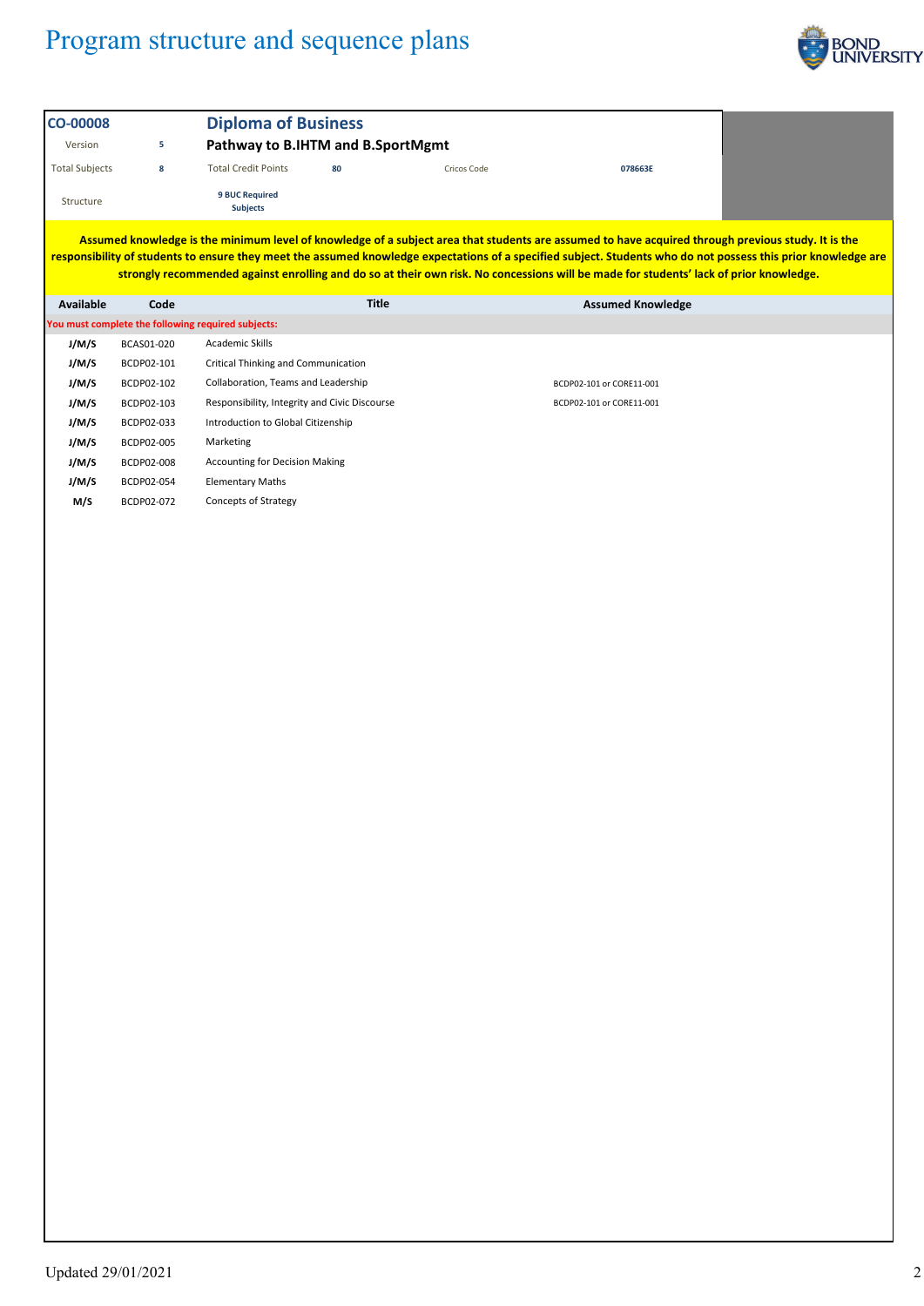# Program structure and sequence plans

| | | | | | |
|---|---|---|---|---|---|
| **CO-00008** | | **Diploma of Business** | | | |
| Version | 5 | **Pathway to B.IHTM and B.SportMgmt** | | | |
| Total Subjects | 8 | Total Credit Points | 80 | Cricos Code | 078663E |
| Structure | | 9 BUC Required Subjects | | | |

**Assumed knowledge is the minimum level of knowledge of a subject area that students are assumed to have acquired through previous study. It is the responsibility of students to ensure they meet the assumed knowledge expectations of a specified subject. Students who do not possess this prior knowledge are strongly recommended against enrolling and do so at their own risk. No concessions will be made for students' lack of prior knowledge.**

| Available | Code | Title | Assumed Knowledge |
|---|---|---|---|
| **You must complete the following required subjects:** | | | |
| J/M/S | BCAS01-020 | Academic Skills | |
| J/M/S | BCDP02-101 | Critical Thinking and Communication | |
| J/M/S | BCDP02-102 | Collaboration, Teams and Leadership | BCDP02-101 or CORE11-001 |
| J/M/S | BCDP02-103 | Responsibility, Integrity and Civic Discourse | BCDP02-101 or CORE11-001 |
| J/M/S | BCDP02-033 | Introduction to Global Citizenship | |
| J/M/S | BCDP02-005 | Marketing | |
| J/M/S | BCDP02-008 | Accounting for Decision Making | |
| J/M/S | BCDP02-054 | Elementary Maths | |
| M/S | BCDP02-072 | Concepts of Strategy | |

Updated 29/01/2021